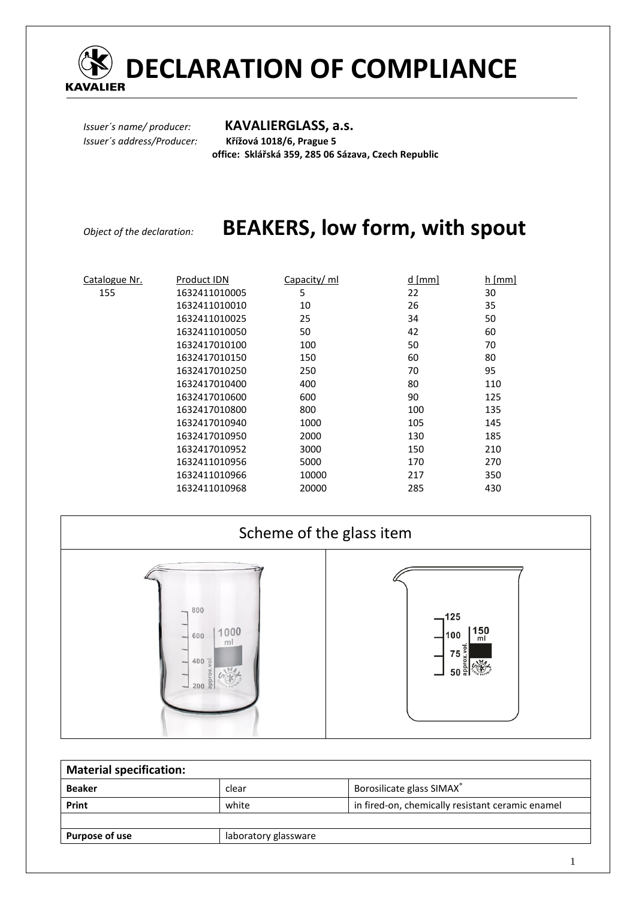# DECLARATION OF COMPLIANCE

*Issuer´s name/ producer:* **KAVALIERGLASS, a.s.**
*Issuer´s address/Producer:* **Křížová 1018/6, Prague 5**
**office: Sklářská 359, 285 06 Sázava, Czech Republic**

*Object of the declaration:* **BEAKERS, low form, with spout**

| Catalogue Nr. | Product IDN | Capacity/ ml | d [mm] | h [mm] |
|---|---|---|---|---|
| 155 | 1632411010005 | 5 | 22 | 30 |
| | 1632411010010 | 10 | 26 | 35 |
| | 1632411010025 | 25 | 34 | 50 |
| | 1632411010050 | 50 | 42 | 60 |
| | 1632417010100 | 100 | 50 | 70 |
| | 1632417010150 | 150 | 60 | 80 |
| | 1632417010250 | 250 | 70 | 95 |
| | 1632417010400 | 400 | 80 | 110 |
| | 1632417010600 | 600 | 90 | 125 |
| | 1632417010800 | 800 | 100 | 135 |
| | 1632417010940 | 1000 | 105 | 145 |
| | 1632417010950 | 2000 | 130 | 185 |
| | 1632417010952 | 3000 | 150 | 210 |
| | 1632411010956 | 5000 | 170 | 270 |
| | 1632411010966 | 10000 | 217 | 350 |
| | 1632411010968 | 20000 | 285 | 430 |

## Scheme of the glass item

| Material specification: | | |
|---|---|---|
| **Beaker** | clear | Borosilicate glass SIMAX® |
| **Print** | white | in fired-on, chemically resistant ceramic enamel |
| | | |
| **Purpose of use** | laboratory glassware | |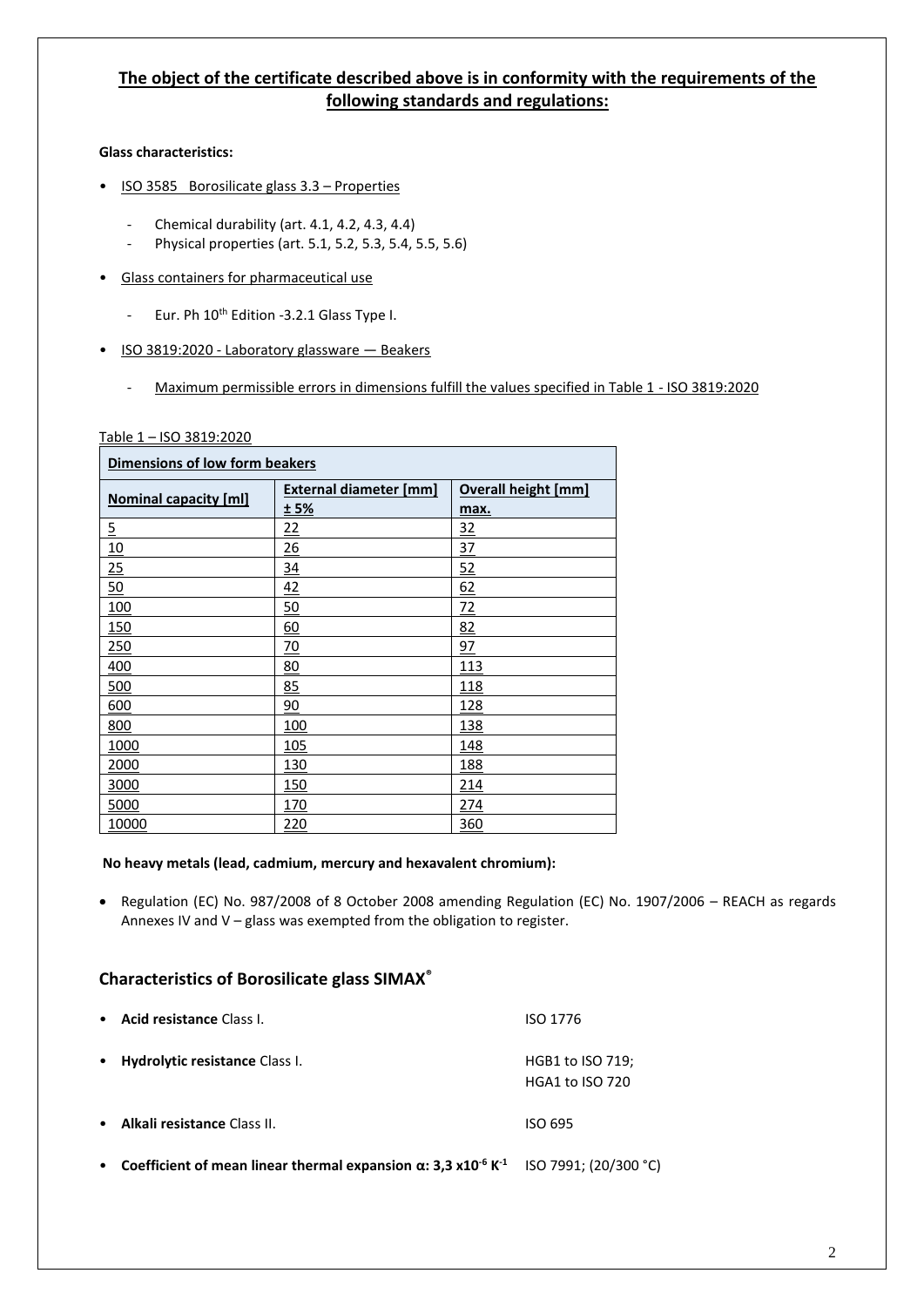## The object of the certificate described above is in conformity with the requirements of the following standards and regulations:

**Glass characteristics:**

- ISO 3585 Borosilicate glass 3.3 – Properties
  - Chemical durability (art. 4.1, 4.2, 4.3, 4.4)
  - Physical properties (art. 5.1, 5.2, 5.3, 5.4, 5.5, 5.6)
- Glass containers for pharmaceutical use
  - Eur. Ph 10th Edition -3.2.1 Glass Type I.
- ISO 3819:2020 - Laboratory glassware — Beakers
  - Maximum permissible errors in dimensions fulfill the values specified in Table 1 - ISO 3819:2020

Table 1 – ISO 3819:2020

| Dimensions of low form beakers | | |
|---|---|---|
| **Nominal capacity [ml]** | **External diameter [mm] ± 5%** | **Overall height [mm] max.** |
| 5 | 22 | 32 |
| 10 | 26 | 37 |
| 25 | 34 | 52 |
| 50 | 42 | 62 |
| 100 | 50 | 72 |
| 150 | 60 | 82 |
| 250 | 70 | 97 |
| 400 | 80 | 113 |
| 500 | 85 | 118 |
| 600 | 90 | 128 |
| 800 | 100 | 138 |
| 1000 | 105 | 148 |
| 2000 | 130 | 188 |
| 3000 | 150 | 214 |
| 5000 | 170 | 274 |
| 10000 | 220 | 360 |

**No heavy metals (lead, cadmium, mercury and hexavalent chromium):**

- Regulation (EC) No. 987/2008 of 8 October 2008 amending Regulation (EC) No. 1907/2006 – REACH as regards Annexes IV and V – glass was exempted from the obligation to register.

### Characteristics of Borosilicate glass SIMAX®

- **Acid resistance** Class I. — ISO 1776
- **Hydrolytic resistance** Class I. — HGB1 to ISO 719; HGA1 to ISO 720
- **Alkali resistance** Class II. — ISO 695
- **Coefficient of mean linear thermal expansion α: 3,3 x$10^{-6}$ $K^{-1}$** — ISO 7991; (20/300 °C)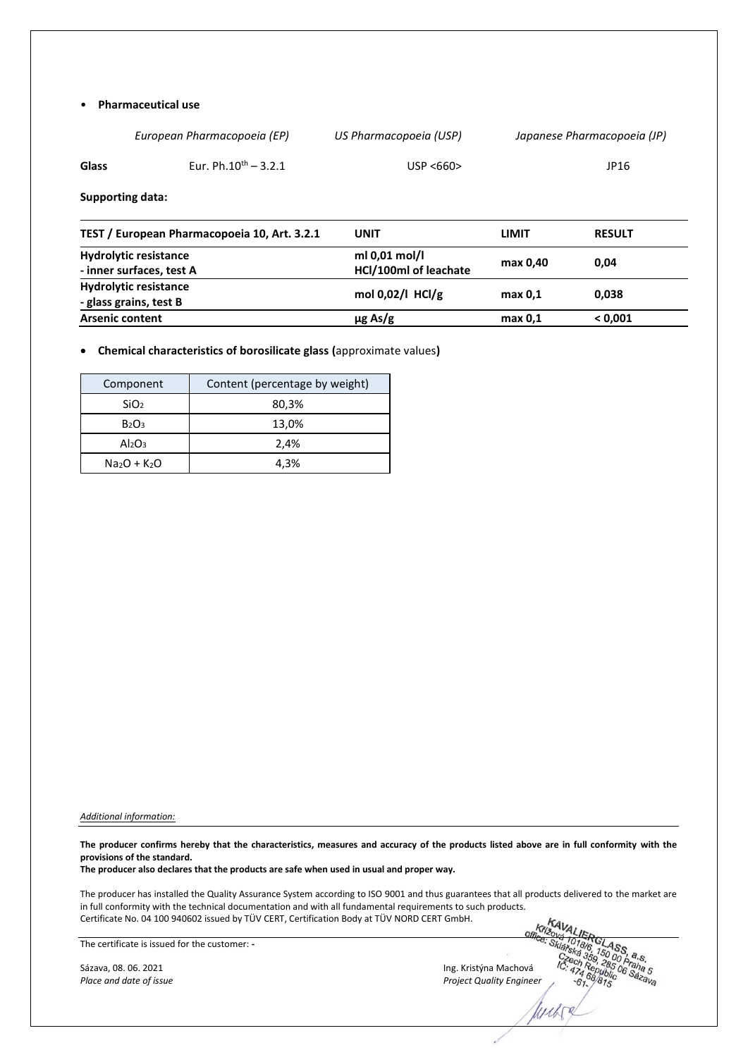- **Pharmaceutical use**

| | European Pharmacopoeia (EP) | US Pharmacopoeia (USP) | Japanese Pharmacopoeia (JP) |
|---|---|---|---|
| **Glass** | Eur. Ph.10th – 3.2.1 | USP <660> | JP16 |

**Supporting data:**

| TEST / European Pharmacopoeia 10, Art. 3.2.1 | UNIT | LIMIT | RESULT |
|---|---|---|---|
| **Hydrolytic resistance - inner surfaces, test A** | **ml 0,01 mol/l HCl/100ml of leachate** | **max 0,40** | **0,04** |
| **Hydrolytic resistance - glass grains, test B** | **mol 0,02/l HCl/g** | **max 0,1** | **0,038** |
| **Arsenic content** | **µg As/g** | **max 0,1** | **< 0,001** |

- **Chemical characteristics of borosilicate glass (**approximate values**)**

| Component | Content (percentage by weight) |
|---|---|
| $SiO_2$ | 80,3% |
| $B_2O_3$ | 13,0% |
| $Al_2O_3$ | 2,4% |
| $Na_2O + K_2O$ | 4,3% |

*Additional information:*

**The producer confirms hereby that the characteristics, measures and accuracy of the products listed above are in full conformity with the provisions of the standard.**
**The producer also declares that the products are safe when used in usual and proper way.**

The producer has installed the Quality Assurance System according to ISO 9001 and thus guarantees that all products delivered to the market are in full conformity with the technical documentation and with all fundamental requirements to such products.
Certificate No. 04 100 940602 issued by TÜV CERT, Certification Body at TÜV NORD CERT GmbH.

The certificate is issued for the customer: -

Sázava, 08. 06. 2021
*Place and date of issue*

Ing. Kristýna Machová
*Project Quality Engineer*

KAVALIERGLASS, a.s.
Křížová 1018/6, 150 00 Praha 5
office: Sklářská 359, 285 06 Sázava
Czech Republic
IČ: 474 68/815
-61-